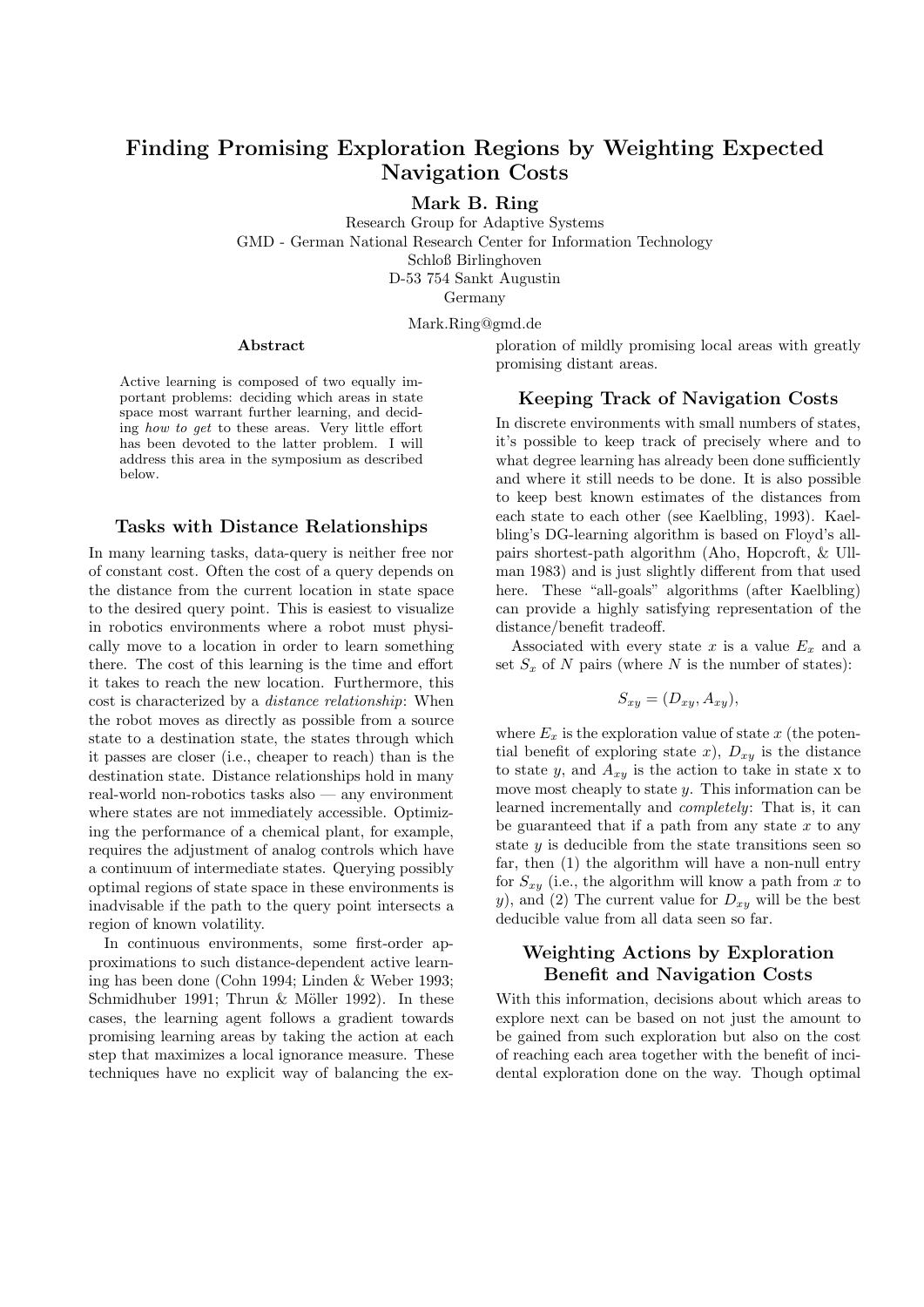# Finding Promising Exploration Regions by Weighting Expected Navigation Costs

**Mark B. Ring**

Research Group for Adaptive Systems
GMD - German National Research Center for Information Technology
Schloß Birlinghoven
D-53 754 Sankt Augustin
Germany

Mark.Ring@gmd.de

### Abstract

Active learning is composed of two equally important problems: deciding which areas in state space most warrant further learning, and deciding *how to get* to these areas. Very little effort has been devoted to the latter problem. I will address this area in the symposium as described below.

## Tasks with Distance Relationships

In many learning tasks, data-query is neither free nor of constant cost. Often the cost of a query depends on the distance from the current location in state space to the desired query point. This is easiest to visualize in robotics environments where a robot must physically move to a location in order to learn something there. The cost of this learning is the time and effort it takes to reach the new location. Furthermore, this cost is characterized by a *distance relationship*: When the robot moves as directly as possible from a source state to a destination state, the states through which it passes are closer (i.e., cheaper to reach) than is the destination state. Distance relationships hold in many real-world non-robotics tasks also — any environment where states are not immediately accessible. Optimizing the performance of a chemical plant, for example, requires the adjustment of analog controls which have a continuum of intermediate states. Querying possibly optimal regions of state space in these environments is inadvisable if the path to the query point intersects a region of known volatility.

In continuous environments, some first-order approximations to such distance-dependent active learning has been done (Cohn 1994; Linden & Weber 1993; Schmidhuber 1991; Thrun & Möller 1992). In these cases, the learning agent follows a gradient towards promising learning areas by taking the action at each step that maximizes a local ignorance measure. These techniques have no explicit way of balancing the exploration of mildly promising local areas with greatly promising distant areas.

## Keeping Track of Navigation Costs

In discrete environments with small numbers of states, it's possible to keep track of precisely where and to what degree learning has already been done sufficiently and where it still needs to be done. It is also possible to keep best known estimates of the distances from each state to each other (see Kaelbling, 1993). Kaelbling's DG-learning algorithm is based on Floyd's all-pairs shortest-path algorithm (Aho, Hopcroft, & Ullman 1983) and is just slightly different from that used here. These "all-goals" algorithms (after Kaelbling) can provide a highly satisfying representation of the distance/benefit tradeoff.

Associated with every state $x$ is a value $E_x$ and a set $S_x$ of $N$ pairs (where $N$ is the number of states):

$$S_{xy} = (D_{xy}, A_{xy}),$$

where $E_x$ is the exploration value of state $x$ (the potential benefit of exploring state $x$), $D_{xy}$ is the distance to state $y$, and $A_{xy}$ is the action to take in state x to move most cheaply to state $y$. This information can be learned incrementally and *completely*: That is, it can be guaranteed that if a path from any state $x$ to any state $y$ is deducible from the state transitions seen so far, then (1) the algorithm will have a non-null entry for $S_{xy}$ (i.e., the algorithm will know a path from $x$ to $y$), and (2) The current value for $D_{xy}$ will be the best deducible value from all data seen so far.

## Weighting Actions by Exploration Benefit and Navigation Costs

With this information, decisions about which areas to explore next can be based on not just the amount to be gained from such exploration but also on the cost of reaching each area together with the benefit of incidental exploration done on the way. Though optimal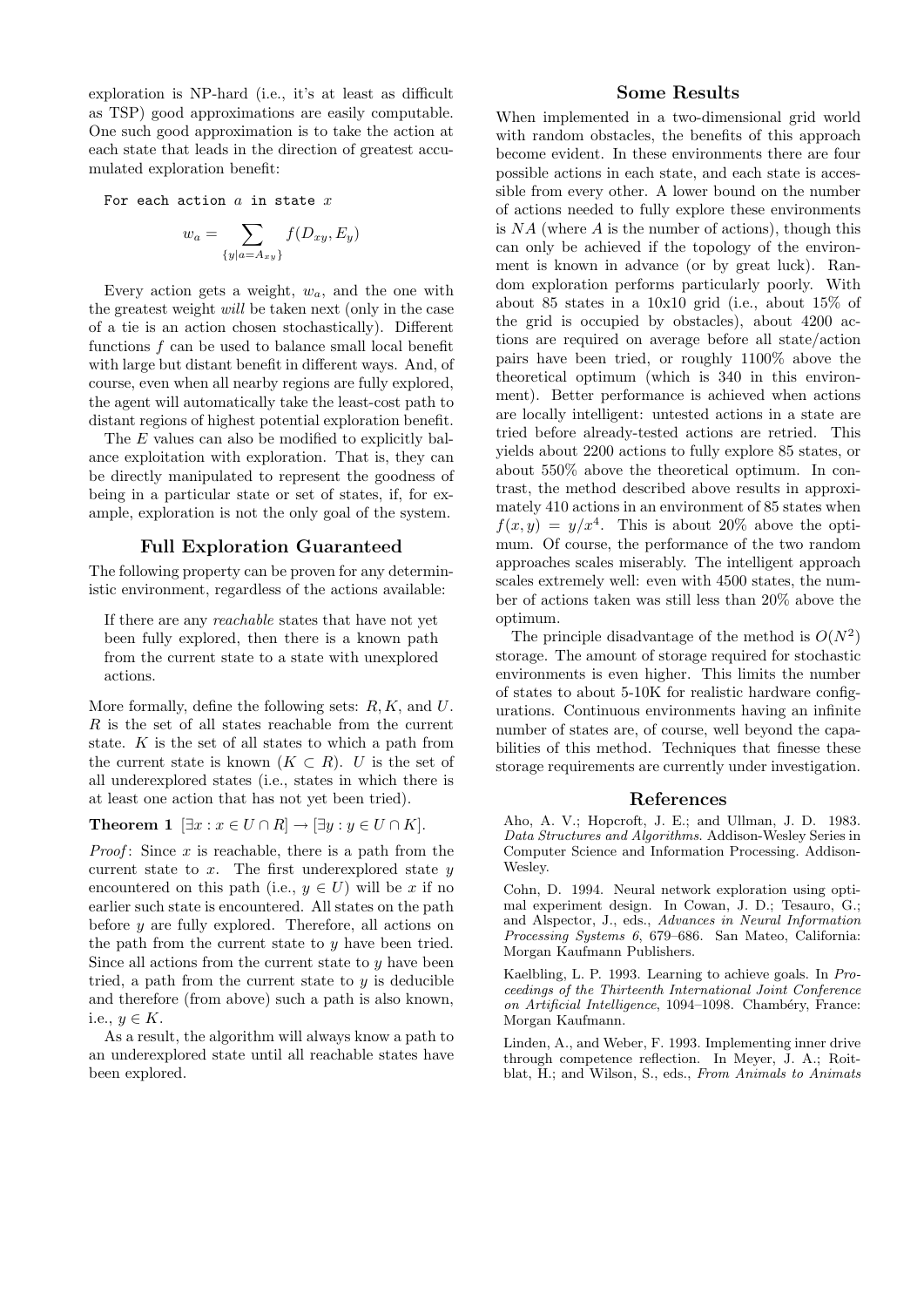exploration is NP-hard (i.e., it's at least as difficult as TSP) good approximations are easily computable. One such good approximation is to take the action at each state that leads in the direction of greatest accumulated exploration benefit:

For each action $a$ in state $x$

$$w_a = \sum_{\{y|a=A_{xy}\}} f(D_{xy}, E_y)$$

Every action gets a weight, $w_a$, and the one with the greatest weight *will* be taken next (only in the case of a tie is an action chosen stochastically). Different functions $f$ can be used to balance small local benefit with large but distant benefit in different ways. And, of course, even when all nearby regions are fully explored, the agent will automatically take the least-cost path to distant regions of highest potential exploration benefit.

The $E$ values can also be modified to explicitly balance exploitation with exploration. That is, they can be directly manipulated to represent the goodness of being in a particular state or set of states, if, for example, exploration is not the only goal of the system.

## Full Exploration Guaranteed

The following property can be proven for any deterministic environment, regardless of the actions available:

> If there are any *reachable* states that have not yet been fully explored, then there is a known path from the current state to a state with unexplored actions.

More formally, define the following sets: $R, K$, and $U$. $R$ is the set of all states reachable from the current state. $K$ is the set of all states to which a path from the current state is known ($K \subset R$). $U$ is the set of all underexplored states (i.e., states in which there is at least one action that has not yet been tried).

**Theorem 1** $[\exists x : x \in U \cap R] \rightarrow [\exists y : y \in U \cap K]$.

*Proof*: Since $x$ is reachable, there is a path from the current state to $x$. The first underexplored state $y$ encountered on this path (i.e., $y \in U$) will be $x$ if no earlier such state is encountered. All states on the path before $y$ are fully explored. Therefore, all actions on the path from the current state to $y$ have been tried. Since all actions from the current state to $y$ have been tried, a path from the current state to $y$ is deducible and therefore (from above) such a path is also known, i.e., $y \in K$.

As a result, the algorithm will always know a path to an underexplored state until all reachable states have been explored.

## Some Results

When implemented in a two-dimensional grid world with random obstacles, the benefits of this approach become evident. In these environments there are four possible actions in each state, and each state is accessible from every other. A lower bound on the number of actions needed to fully explore these environments is $NA$ (where $A$ is the number of actions), though this can only be achieved if the topology of the environment is known in advance (or by great luck). Random exploration performs particularly poorly. With about 85 states in a 10x10 grid (i.e., about 15% of the grid is occupied by obstacles), about 4200 actions are required on average before all state/action pairs have been tried, or roughly 1100% above the theoretical optimum (which is 340 in this environment). Better performance is achieved when actions are locally intelligent: untested actions in a state are tried before already-tested actions are retried. This yields about 2200 actions to fully explore 85 states, or about 550% above the theoretical optimum. In contrast, the method described above results in approximately 410 actions in an environment of 85 states when $f(x, y) = y/x^4$. This is about 20% above the optimum. Of course, the performance of the two random approaches scales miserably. The intelligent approach scales extremely well: even with 4500 states, the number of actions taken was still less than 20% above the optimum.

The principle disadvantage of the method is $O(N^2)$ storage. The amount of storage required for stochastic environments is even higher. This limits the number of states to about 5-10K for realistic hardware configurations. Continuous environments having an infinite number of states are, of course, well beyond the capabilities of this method. Techniques that finesse these storage requirements are currently under investigation.

## References

Aho, A. V.; Hopcroft, J. E.; and Ullman, J. D. 1983. *Data Structures and Algorithms*. Addison-Wesley Series in Computer Science and Information Processing. Addison-Wesley.

Cohn, D. 1994. Neural network exploration using optimal experiment design. In Cowan, J. D.; Tesauro, G.; and Alspector, J., eds., *Advances in Neural Information Processing Systems 6*, 679–686. San Mateo, California: Morgan Kaufmann Publishers.

Kaelbling, L. P. 1993. Learning to achieve goals. In *Proceedings of the Thirteenth International Joint Conference on Artificial Intelligence*, 1094–1098. Chambéry, France: Morgan Kaufmann.

Linden, A., and Weber, F. 1993. Implementing inner drive through competence reflection. In Meyer, J. A.; Roitblat, H.; and Wilson, S., eds., *From Animals to Animats*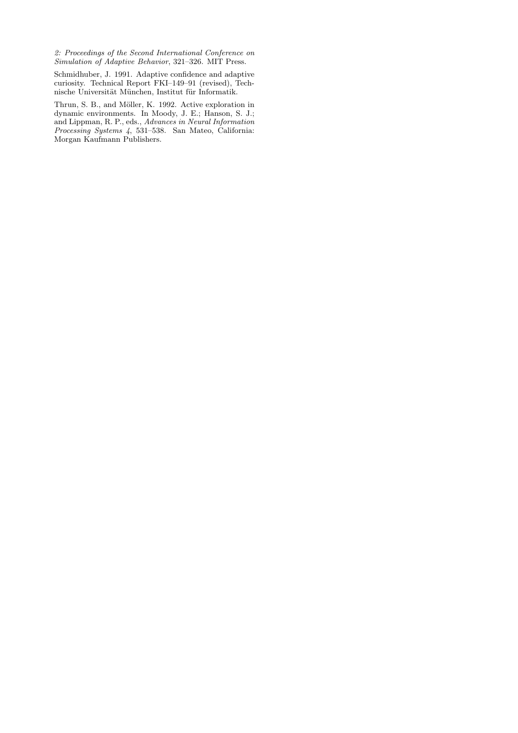*2: Proceedings of the Second International Conference on Simulation of Adaptive Behavior*, 321–326. MIT Press.

Schmidhuber, J. 1991. Adaptive confidence and adaptive curiosity. Technical Report FKI–149–91 (revised), Technische Universität München, Institut für Informatik.

Thrun, S. B., and Möller, K. 1992. Active exploration in dynamic environments. In Moody, J. E.; Hanson, S. J.; and Lippman, R. P., eds., *Advances in Neural Information Processing Systems 4*, 531–538. San Mateo, California: Morgan Kaufmann Publishers.